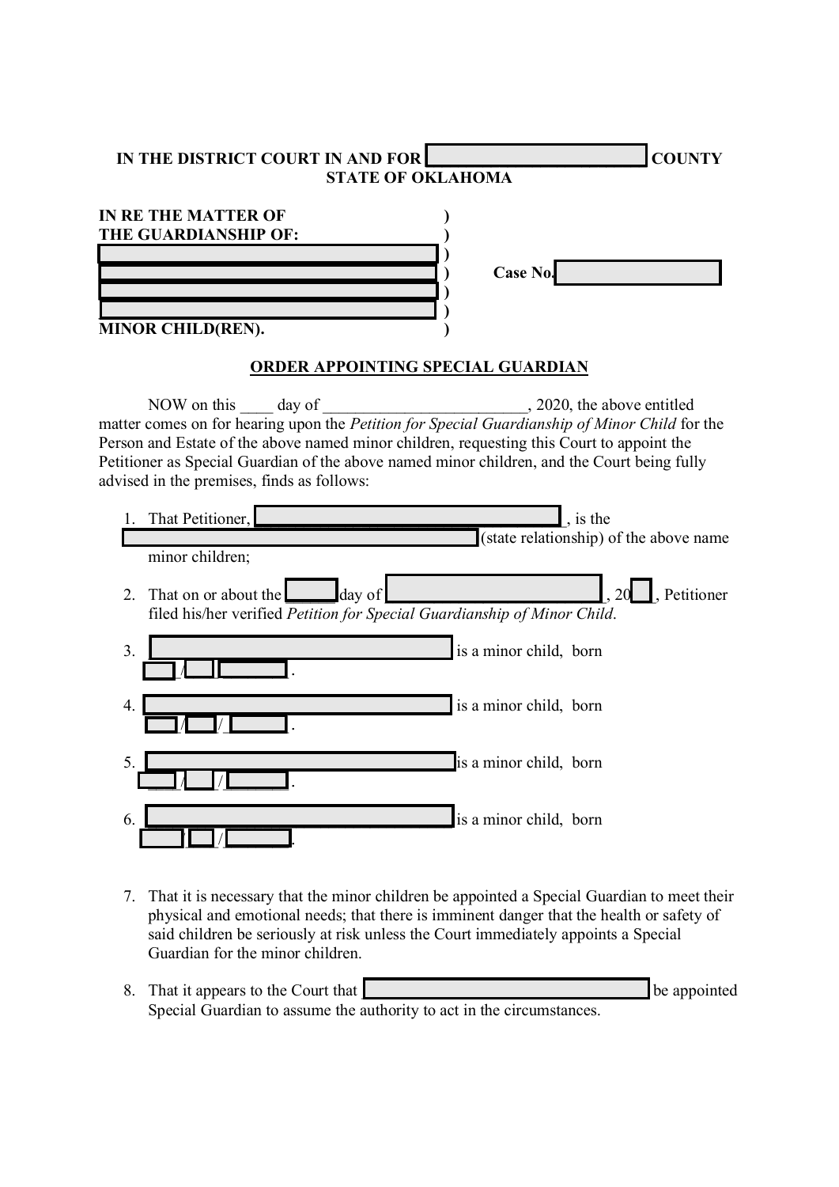**IN THE DISTRICT COURT IN AND FOR \_\_\_\_\_\_\_\_\_\_\_\_\_\_\_\_\_\_\_\_\_\_\_\_ COUNTY**
**STATE OF OKLAHOMA**

| | | |
|---|---|---|
| **IN RE THE MATTER OF** | ) | |
| **THE GUARDIANSHIP OF:** | ) | |
| \_\_\_\_\_\_\_\_\_\_\_\_\_\_\_\_\_\_\_\_\_\_\_\_\_\_\_\_\_\_\_\_\_\_\_\_ | ) | |
| \_\_\_\_\_\_\_\_\_\_\_\_\_\_\_\_\_\_\_\_\_\_\_\_\_\_\_\_\_\_\_\_\_\_\_\_ | ) | **Case No.** \_\_\_\_\_\_\_\_\_\_\_\_\_\_\_\_ |
| \_\_\_\_\_\_\_\_\_\_\_\_\_\_\_\_\_\_\_\_\_\_\_\_\_\_\_\_\_\_\_\_\_\_\_\_ | ) | |
| \_\_\_\_\_\_\_\_\_\_\_\_\_\_\_\_\_\_\_\_\_\_\_\_\_\_\_\_\_\_\_\_\_\_\_\_ | ) | |
| **MINOR CHILD(REN).** | ) | |

**ORDER APPOINTING SPECIAL GUARDIAN**

NOW on this \_\_\_\_ day of \_\_\_\_\_\_\_\_\_\_\_\_\_\_\_\_\_\_\_\_\_\_\_\_\_\_, 2020, the above entitled matter comes on for hearing upon the *Petition for Special Guardianship of Minor Child* for the Person and Estate of the above named minor children, requesting this Court to appoint the Petitioner as Special Guardian of the above named minor children, and the Court being fully advised in the premises, finds as follows:

1. That Petitioner, \_\_\_\_\_\_\_\_\_\_\_\_\_\_\_\_\_\_\_\_\_\_\_\_\_\_\_\_\_\_\_\_\_\_\_\_\_\_, is the \_\_\_\_\_\_\_\_\_\_\_\_\_\_\_\_\_\_\_\_\_\_\_\_\_\_\_\_\_\_\_\_\_\_\_\_\_\_\_\_\_\_\_\_\_\_ (state relationship) of the above name minor children;

2. That on or about the \_\_\_\_\_ day of \_\_\_\_\_\_\_\_\_\_\_\_\_\_\_\_\_\_\_\_\_\_\_\_\_\_\_, 20\_\_, Petitioner filed his/her verified *Petition for Special Guardianship of Minor Child*.

3. \_\_\_\_\_\_\_\_\_\_\_\_\_\_\_\_\_\_\_\_\_\_\_\_\_\_\_\_\_\_\_\_\_\_\_\_\_\_\_ is a minor child, born \_\_\_\_/\_\_\_\_/\_\_\_\_\_\_\_\_.

4. \_\_\_\_\_\_\_\_\_\_\_\_\_\_\_\_\_\_\_\_\_\_\_\_\_\_\_\_\_\_\_\_\_\_\_\_\_\_\_ is a minor child, born \_\_\_\_/\_\_\_\_/\_\_\_\_\_\_\_\_.

5. \_\_\_\_\_\_\_\_\_\_\_\_\_\_\_\_\_\_\_\_\_\_\_\_\_\_\_\_\_\_\_\_\_\_\_\_\_\_\_ is a minor child, born \_\_\_\_/\_\_\_\_/\_\_\_\_\_\_\_\_.

6. \_\_\_\_\_\_\_\_\_\_\_\_\_\_\_\_\_\_\_\_\_\_\_\_\_\_\_\_\_\_\_\_\_\_\_\_\_\_\_ is a minor child, born \_\_\_\_/\_\_\_\_/\_\_\_\_\_\_\_\_.

7. That it is necessary that the minor children be appointed a Special Guardian to meet their physical and emotional needs; that there is imminent danger that the health or safety of said children be seriously at risk unless the Court immediately appoints a Special Guardian for the minor children.

8. That it appears to the Court that \_\_\_\_\_\_\_\_\_\_\_\_\_\_\_\_\_\_\_\_\_\_\_\_\_\_\_\_\_\_\_\_\_\_\_\_\_ be appointed Special Guardian to assume the authority to act in the circumstances.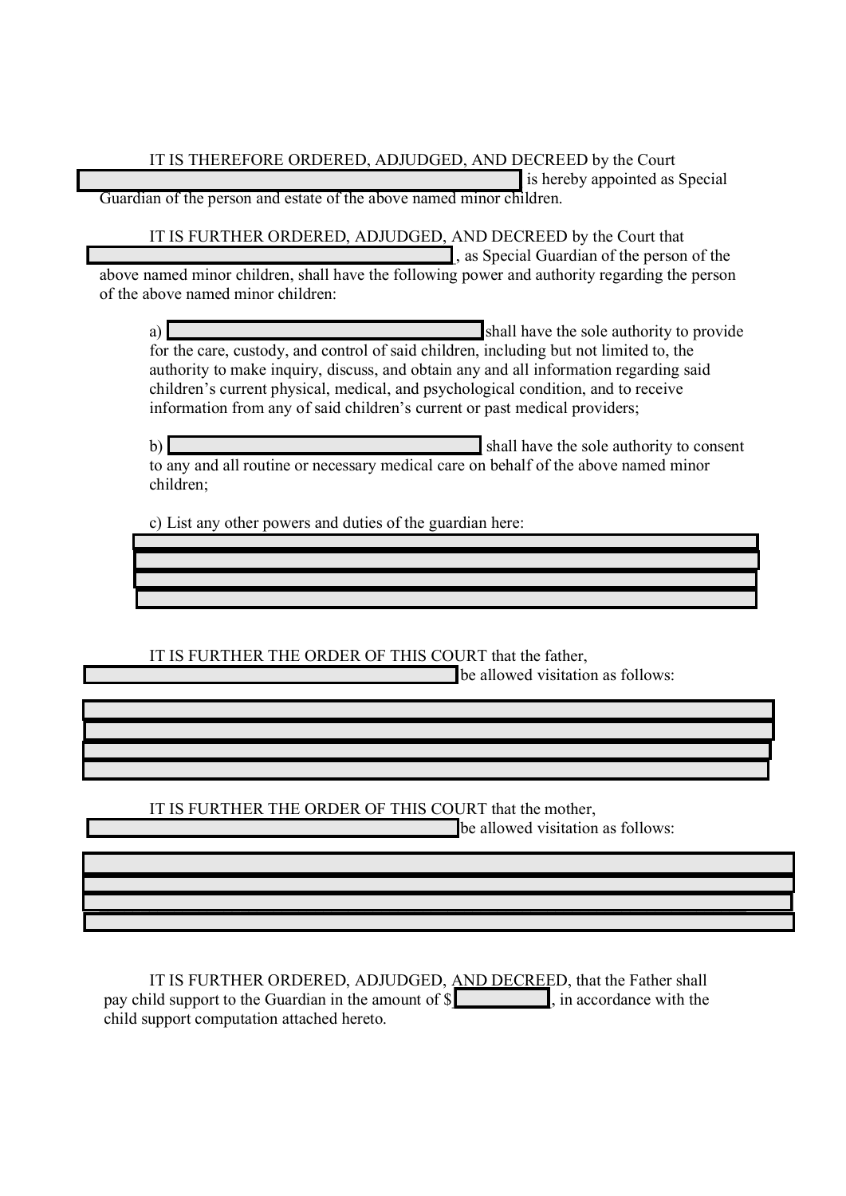IT IS THEREFORE ORDERED, ADJUDGED, AND DECREED by the Court ______________________________ is hereby appointed as Special Guardian of the person and estate of the above named minor children.

IT IS FURTHER ORDERED, ADJUDGED, AND DECREED by the Court that ______________________________, as Special Guardian of the person of the above named minor children, shall have the following power and authority regarding the person of the above named minor children:

a) ______________________________ shall have the sole authority to provide for the care, custody, and control of said children, including but not limited to, the authority to make inquiry, discuss, and obtain any and all information regarding said children's current physical, medical, and psychological condition, and to receive information from any of said children's current or past medical providers;

b) ______________________________ shall have the sole authority to consent to any and all routine or necessary medical care on behalf of the above named minor children;

c) List any other powers and duties of the guardian here:

______________________________

______________________________

______________________________

______________________________

IT IS FURTHER THE ORDER OF THIS COURT that the father, ______________________________ be allowed visitation as follows:

______________________________

______________________________

______________________________

______________________________

IT IS FURTHER THE ORDER OF THIS COURT that the mother, ______________________________ be allowed visitation as follows:

______________________________

______________________________

______________________________

______________________________

IT IS FURTHER ORDERED, ADJUDGED, AND DECREED, that the Father shall pay child support to the Guardian in the amount of $__________, in accordance with the child support computation attached hereto.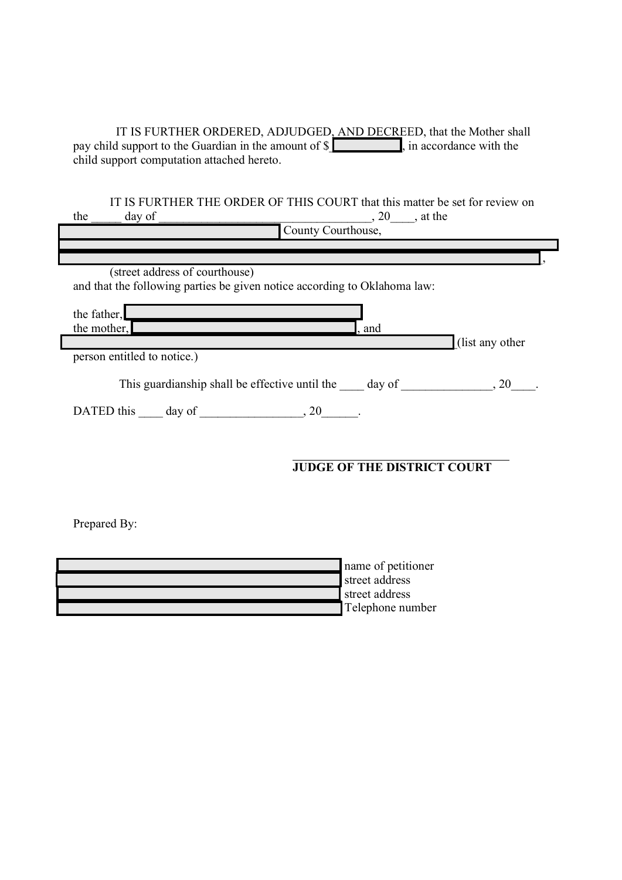IT IS FURTHER ORDERED, ADJUDGED, AND DECREED, that the Mother shall pay child support to the Guardian in the amount of $_____________, in accordance with the child support computation attached hereto.

IT IS FURTHER THE ORDER OF THIS COURT that this matter be set for review on the _____ day of _________________________________, 20____, at the _________________________________ County Courthouse, _________________________________________________________________________________ _________________________________________________________________________________,

(street address of courthouse)

and that the following parties be given notice according to Oklahoma law:

the father, _________________________________

the mother, _________________________________, and

_____________________________________________________________ (list any other person entitled to notice.)

This guardianship shall be effective until the ____ day of _______________, 20____.

DATED this ____ day of _________________, 20______.

_________________________________

**JUDGE OF THE DISTRICT COURT**

Prepared By:

_________________________________ name of petitioner

_________________________________ street address

_________________________________ street address

_________________________________ Telephone number